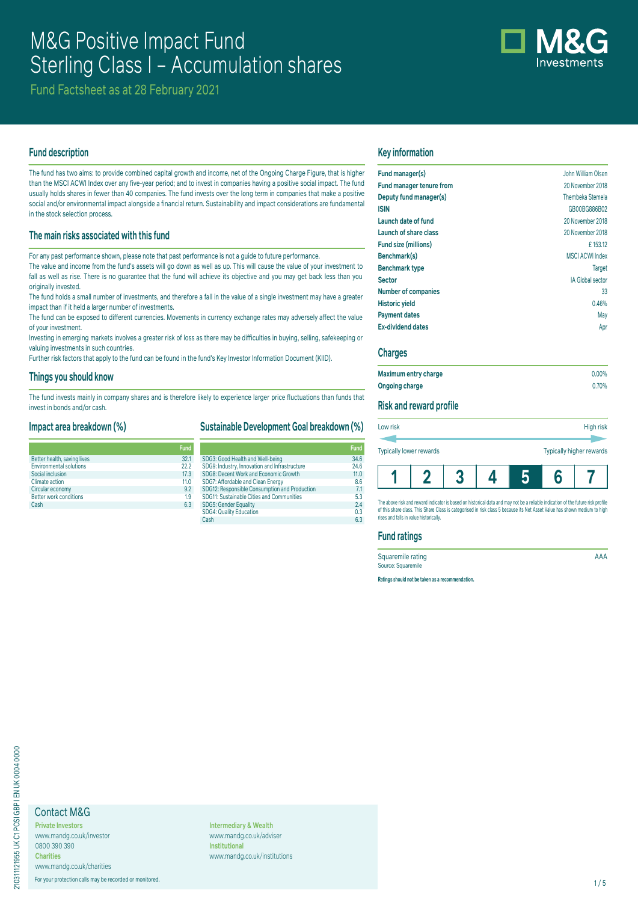# M&G Positive Impact Fund
# Sterling Class I – Accumulation shares

Fund Factsheet as at 28 February 2021

## Fund description

The fund has two aims: to provide combined capital growth and income, net of the Ongoing Charge Figure, that is higher than the MSCI ACWI Index over any five-year period; and to invest in companies having a positive social impact. The fund usually holds shares in fewer than 40 companies. The fund invests over the long term in companies that make a positive social and/or environmental impact alongside a financial return. Sustainability and impact considerations are fundamental in the stock selection process.

## The main risks associated with this fund

For any past performance shown, please note that past performance is not a guide to future performance.

The value and income from the fund's assets will go down as well as up. This will cause the value of your investment to fall as well as rise. There is no guarantee that the fund will achieve its objective and you may get back less than you originally invested.

The fund holds a small number of investments, and therefore a fall in the value of a single investment may have a greater impact than if it held a larger number of investments.

The fund can be exposed to different currencies. Movements in currency exchange rates may adversely affect the value of your investment.

Investing in emerging markets involves a greater risk of loss as there may be difficulties in buying, selling, safekeeping or valuing investments in such countries.

Further risk factors that apply to the fund can be found in the fund's Key Investor Information Document (KIID).

## Things you should know

The fund invests mainly in company shares and is therefore likely to experience larger price fluctuations than funds that invest in bonds and/or cash.

## Impact area breakdown (%)

| | Fund |
|---|---|
| Better health, saving lives | 32.1 |
| Environmental solutions | 22.2 |
| Social inclusion | 17.3 |
| Climate action | 11.0 |
| Circular economy | 9.2 |
| Better work conditions | 1.9 |
| Cash | 6.3 |

## Sustainable Development Goal breakdown (%)

| | Fund |
|---|---|
| SDG3: Good Health and Well-being | 34.6 |
| SDG9: Industry, Innovation and Infrastructure | 24.6 |
| SDG8: Decent Work and Economic Growth | 11.0 |
| SDG7: Affordable and Clean Energy | 8.6 |
| SDG12: Responsible Consumption and Production | 7.1 |
| SDG11: Sustainable Cities and Communities | 5.3 |
| SDG5: Gender Equality | 2.4 |
| SDG4: Quality Education | 0.3 |
| Cash | 6.3 |

## Key information

| | |
|---|---|
| **Fund manager(s)** | John William Olsen |
| **Fund manager tenure from** | 20 November 2018 |
| **Deputy fund manager(s)** | Thembeka Stemela |
| **ISIN** | GB00BG886B02 |
| **Launch date of fund** | 20 November 2018 |
| **Launch of share class** | 20 November 2018 |
| **Fund size (millions)** | £ 153.12 |
| **Benchmark(s)** | MSCI ACWI Index |
| **Benchmark type** | Target |
| **Sector** | IA Global sector |
| **Number of companies** | 33 |
| **Historic yield** | 0.46% |
| **Payment dates** | May |
| **Ex-dividend dates** | Apr |

## Charges

| | |
|---|---|
| **Maximum entry charge** | 0.00% |
| **Ongoing charge** | 0.70% |

## Risk and reward profile

Low risk — High risk

Typically lower rewards — Typically higher rewards

| 1 | 2 | 3 | 4 | **5** | 6 | 7 |
|---|---|---|---|---|---|---|

The above risk and reward indicator is based on historical data and may not be a reliable indication of the future risk profile of this share class. This Share Class is categorised in risk class 5 because its Net Asset Value has shown medium to high rises and falls in value historically.

## Fund ratings

| | |
|---|---|
| Squaremile rating | AAA |

Source: Squaremile

**Ratings should not be taken as a recommendation.**

## Contact M&G

**Private Investors**
www.mandg.co.uk/investor
0800 390 390

**Charities**
www.mandg.co.uk/charities

**Intermediary & Wealth**
www.mandg.co.uk/adviser

**Institutional**
www.mandg.co.uk/institutions

For your protection calls may be recorded or monitored.

210311121955 UK C1 POSI GBP I EN UK 0004 0000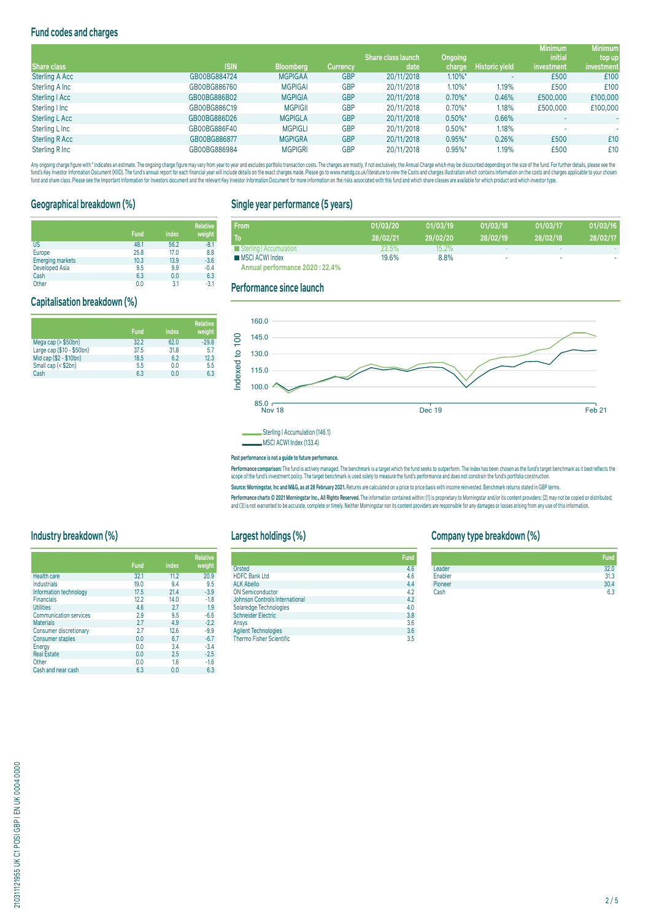## Fund codes and charges

| Share class | ISIN | Bloomberg | Currency | Share class launch date | Ongoing charge | Historic yield | Minimum initial investment | Minimum top up investment |
|---|---|---|---|---|---|---|---|---|
| Sterling A Acc | GB00BG884724 | MGPIGAA | GBP | 20/11/2018 | 1.10%* | - | £500 | £100 |
| Sterling A Inc | GB00BG886760 | MGPIGAI | GBP | 20/11/2018 | 1.10%* | 1.19% | £500 | £100 |
| Sterling I Acc | GB00BG886B02 | MGPIGIA | GBP | 20/11/2018 | 0.70%* | 0.46% | £500,000 | £100,000 |
| Sterling I Inc | GB00BG886C19 | MGPIGII | GBP | 20/11/2018 | 0.70%* | 1.18% | £500,000 | £100,000 |
| Sterling L Acc | GB00BG886D26 | MGPIGLA | GBP | 20/11/2018 | 0.50%* | 0.66% | - | - |
| Sterling L Inc | GB00BG886F40 | MGPIGLI | GBP | 20/11/2018 | 0.50%* | 1.18% | - | - |
| Sterling R Acc | GB00BG886877 | MGPIGRA | GBP | 20/11/2018 | 0.95%* | 0.26% | £500 | £10 |
| Sterling R Inc | GB00BG886984 | MGPIGRI | GBP | 20/11/2018 | 0.95%* | 1.19% | £500 | £10 |

Any ongoing charge figure with * indicates an estimate. The ongoing charge figure may vary from year to year and excludes portfolio transaction costs. The charges are mostly, if not exclusively, the Annual Charge which may be discounted depending on the size of the fund. For further details, please see the fund's Key Investor Information Document (KIID). The fund's annual report for each financial year will include details on the exact charges made. Please go to www.mandg.co.uk/literature to view the Costs and charges illustration which contains information on the costs and charges applicable to your chosen fund and share class. Please see the Important Information for Investors document and the relevant Key Investor Information Document for more information on the risks associated with this fund and which share classes are available for which product and which investor type.

## Geographical breakdown (%)

| | Fund | Index | Relative weight |
|---|---|---|---|
| US | 48.1 | 56.2 | -8.1 |
| Europe | 25.8 | 17.0 | 8.8 |
| Emerging markets | 10.3 | 13.9 | -3.6 |
| Developed Asia | 9.5 | 9.9 | -0.4 |
| Cash | 6.3 | 0.0 | 6.3 |
| Other | 0.0 | 3.1 | -3.1 |

## Capitalisation breakdown (%)

| | Fund | Index | Relative weight |
|---|---|---|---|
| Mega cap (> $50bn) | 32.2 | 62.0 | -29.8 |
| Large cap ($10 - $50bn) | 37.5 | 31.8 | 5.7 |
| Mid cap ($2 - $10bn) | 18.5 | 6.2 | 12.3 |
| Small cap (< $2bn) | 5.5 | 0.0 | 5.5 |
| Cash | 6.3 | 0.0 | 6.3 |

## Single year performance (5 years)

| From<br>To | 01/03/20<br>28/02/21 | 01/03/19<br>29/02/20 | 01/03/18<br>28/02/19 | 01/03/17<br>28/02/18 | 01/03/16<br>28/02/17 |
|---|---|---|---|---|---|
| Sterling I Accumulation | 23.5% | 15.2% | - | - | - |
| MSCI ACWI Index | 19.6% | 8.8% | - | - | - |

Annual performance 2020 : 22.4%

## Performance since launch

Indexed to 100 (Nov 18 – Feb 21)

Sterling I Accumulation (146.1)
MSCI ACWI Index (133.4)

**Past performance is not a guide to future performance.**

**Performance comparison:** The fund is actively managed. The benchmark is a target which the fund seeks to outperform. The index has been chosen as the fund's target benchmark as it best reflects the scope of the fund's investment policy. The target benchmark is used solely to measure the fund's performance and does not constrain the fund's portfolio construction.

**Source: Morningstar, Inc and M&G, as at 28 February 2021.** Returns are calculated on a price to price basis with income reinvested. Benchmark returns stated in GBP terms.

**Performance charts © 2021 Morningstar Inc., All Rights Reserved.** The information contained within: (1) is proprietary to Morningstar and/or its content providers; (2) may not be copied or distributed; and (3) is not warranted to be accurate, complete or timely. Neither Morningstar nor its content providers are responsible for any damages or losses arising from any use of this information.

## Industry breakdown (%)

| | Fund | Index | Relative weight |
|---|---|---|---|
| Health care | 32.1 | 11.2 | 20.9 |
| Industrials | 19.0 | 9.4 | 9.5 |
| Information technology | 17.5 | 21.4 | -3.9 |
| Financials | 12.2 | 14.0 | -1.8 |
| Utilities | 4.6 | 2.7 | 1.9 |
| Communication services | 2.9 | 9.5 | -6.6 |
| Materials | 2.7 | 4.9 | -2.2 |
| Consumer discretionary | 2.7 | 12.6 | -9.9 |
| Consumer staples | 0.0 | 6.7 | -6.7 |
| Energy | 0.0 | 3.4 | -3.4 |
| Real Estate | 0.0 | 2.5 | -2.5 |
| Other | 0.0 | 1.6 | -1.6 |
| Cash and near cash | 6.3 | 0.0 | 6.3 |

## Largest holdings (%)

| | Fund |
|---|---|
| Orsted | 4.6 |
| HDFC Bank Ltd | 4.6 |
| ALK Abello | 4.4 |
| ON Semiconductor | 4.2 |
| Johnson Controls International | 4.2 |
| Solaredge Technologies | 4.0 |
| Schneider Electric | 3.8 |
| Ansys | 3.6 |
| Agilent Technologies | 3.6 |
| Thermo Fisher Scientific | 3.5 |

## Company type breakdown (%)

| | Fund |
|---|---|
| Leader | 32.0 |
| Enabler | 31.3 |
| Pioneer | 30.4 |
| Cash | 6.3 |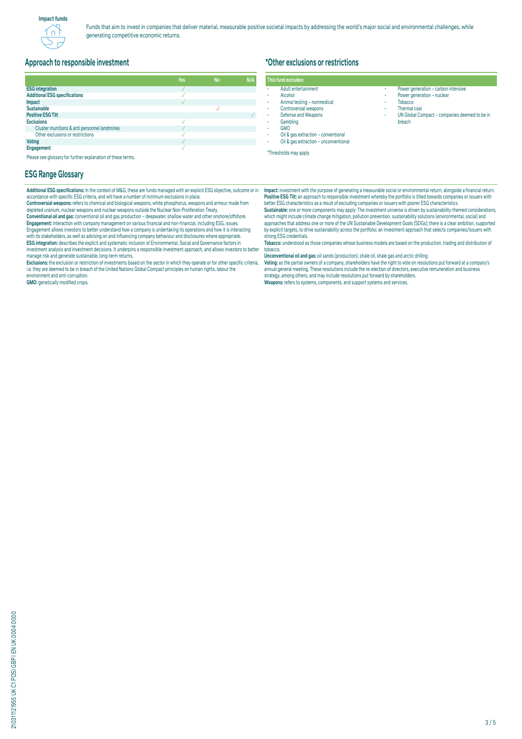**Impact funds**

Funds that aim to invest in companies that deliver material, measurable positive societal impacts by addressing the world's major social and environmental challenges, while generating competitive economic returns.

## Approach to responsible investment

| | Yes | No | N/A |
|---|---|---|---|
| **ESG integration** | ✓ | | |
| **Additional ESG specifications** | ✓ | | |
| **Impact** | ✓ | | |
| **Sustainable** | | ✓ | |
| **Positive ESG Tilt** | | | ✓ |
| **Exclusions** | ✓ | | |
| Cluster munitions & anti personnel landmines | ✓ | | |
| Other exclusions or restrictions | ✓ | | |
| **Voting** | ✓ | | |
| **Engagement** | ✓ | | |

Please see glossary for further explanation of these terms.

## *Other exclusions or restrictions

**This fund excludes:**

- Adult entertainment
- Alcohol
- Animal testing – nonmedical
- Controversial weapons
- Defense and Weapons
- Gambling
- GMO
- Oil & gas extraction – conventional
- Oil & gas extraction – unconventional
- Power generation – carbon intensive
- Power generation – nuclear
- Tobacco
- Thermal coal
- UN Global Compact – companies deemed to be in breach

*Thresholds may apply

## ESG Range Glossary

**Additional ESG specifications:** In the context of M&G, these are funds managed with an explicit ESG objective, outcome or in accordance with specific ESG criteria, and will have a number of minimum exclusions in place.

**Controversial weapons:** refers to chemical and biological weapons, white phosphorus, weapons and armour made from depleted uranium, nuclear weapons and nuclear weapons outside the Nuclear Non-Proliferation Treaty.

**Conventional oil and gas:** conventional oil and gas production – deepwater, shallow water and other onshore/offshore.

**Engagement:** interaction with company management on various financial and non-financial, including ESG, issues. Engagement allows investors to better understand how a company is undertaking its operations and how it is interacting with its stakeholders, as well as advising on and influencing company behaviour and disclosures where appropriate.

**ESG integration:** describes the explicit and systematic inclusion of Environmental, Social and Governance factors in investment analysis and investment decisions. It underpins a responsible investment approach, and allows investors to better manage risk and generate sustainable, long-term returns.

**Exclusions:** the exclusion or restriction of investments based on the sector in which they operate or for other specific criteria, i.e. they are deemed to be in breach of the United Nations Global Compact principles on human rights, labour the environment and anti-corruption.

**GMO:** genetically modified crops.

**Impact:** investment with the purpose of generating a measurable social or environmental return, alongside a financial return.

**Positive ESG Tilt:** an approach to responsible investment whereby the portfolio is tilted towards companies or issuers with better ESG characteristics as a result of excluding companies or issuers with poorer ESG characteristics.

**Sustainable:** one or more components may apply: The investment universe is driven by sustainability-themed considerations, which might include climate change mitigation, pollution prevention, sustainability solutions (environmental, social) and approaches that address one or more of the UN Sustainable Development Goals (SDGs); there is a clear ambition, supported by explicit targets, to drive sustainability across the portfolio; an investment approach that selects companies/issuers with strong ESG credentials.

**Tobacco:** understood as those companies whose business models are based on the production, trading and distribution of tobacco.

**Unconventional oil and gas:** oil sands (production), shale oil, shale gas and arctic drilling.

**Voting:** as the partial owners of a company, shareholders have the right to vote on resolutions put forward at a company's annual general meeting. These resolutions include the re-election of directors, executive remuneration and business strategy, among others, and may include resolutions put forward by shareholders.

**Weapons:** refers to systems, components, and support systems and services.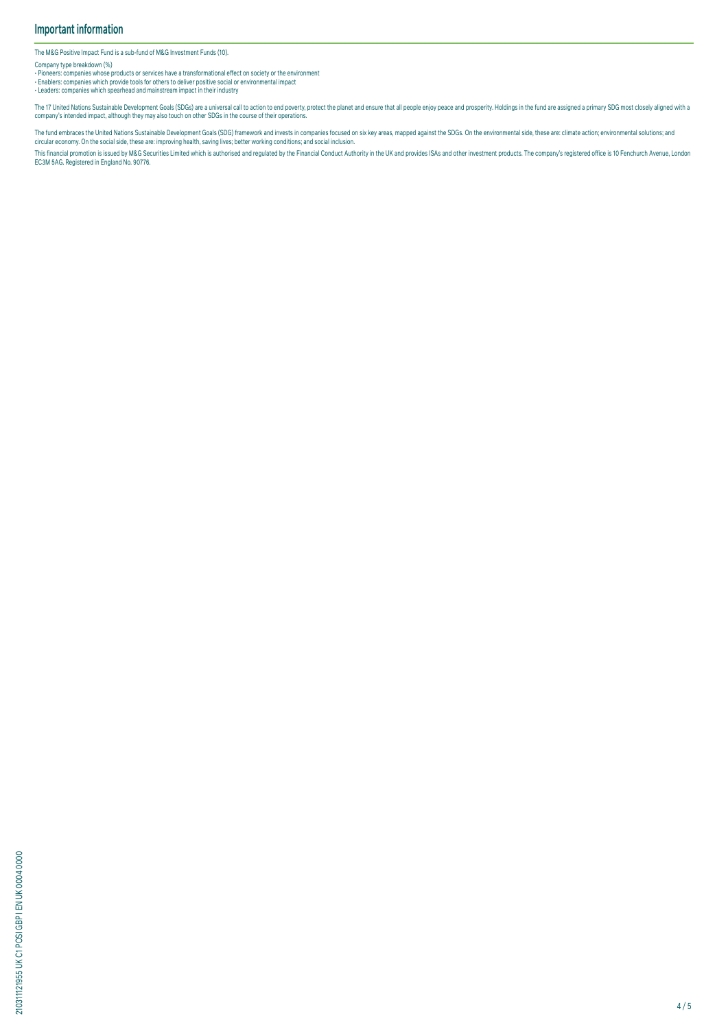## Important information

The M&G Positive Impact Fund is a sub-fund of M&G Investment Funds (10).

Company type breakdown (%)

- Pioneers: companies whose products or services have a transformational effect on society or the environment
- Enablers: companies which provide tools for others to deliver positive social or environmental impact
- Leaders: companies which spearhead and mainstream impact in their industry

The 17 United Nations Sustainable Development Goals (SDGs) are a universal call to action to end poverty, protect the planet and ensure that all people enjoy peace and prosperity. Holdings in the fund are assigned a primary SDG most closely aligned with a company's intended impact, although they may also touch on other SDGs in the course of their operations.

The fund embraces the United Nations Sustainable Development Goals (SDG) framework and invests in companies focused on six key areas, mapped against the SDGs. On the environmental side, these are: climate action; environmental solutions; and circular economy. On the social side, these are: improving health, saving lives; better working conditions; and social inclusion.

This financial promotion is issued by M&G Securities Limited which is authorised and regulated by the Financial Conduct Authority in the UK and provides ISAs and other investment products. The company's registered office is 10 Fenchurch Avenue, London EC3M 5AG. Registered in England No. 90776.

210311121955 UK C1 POSI GBP I EN UK 0004 0000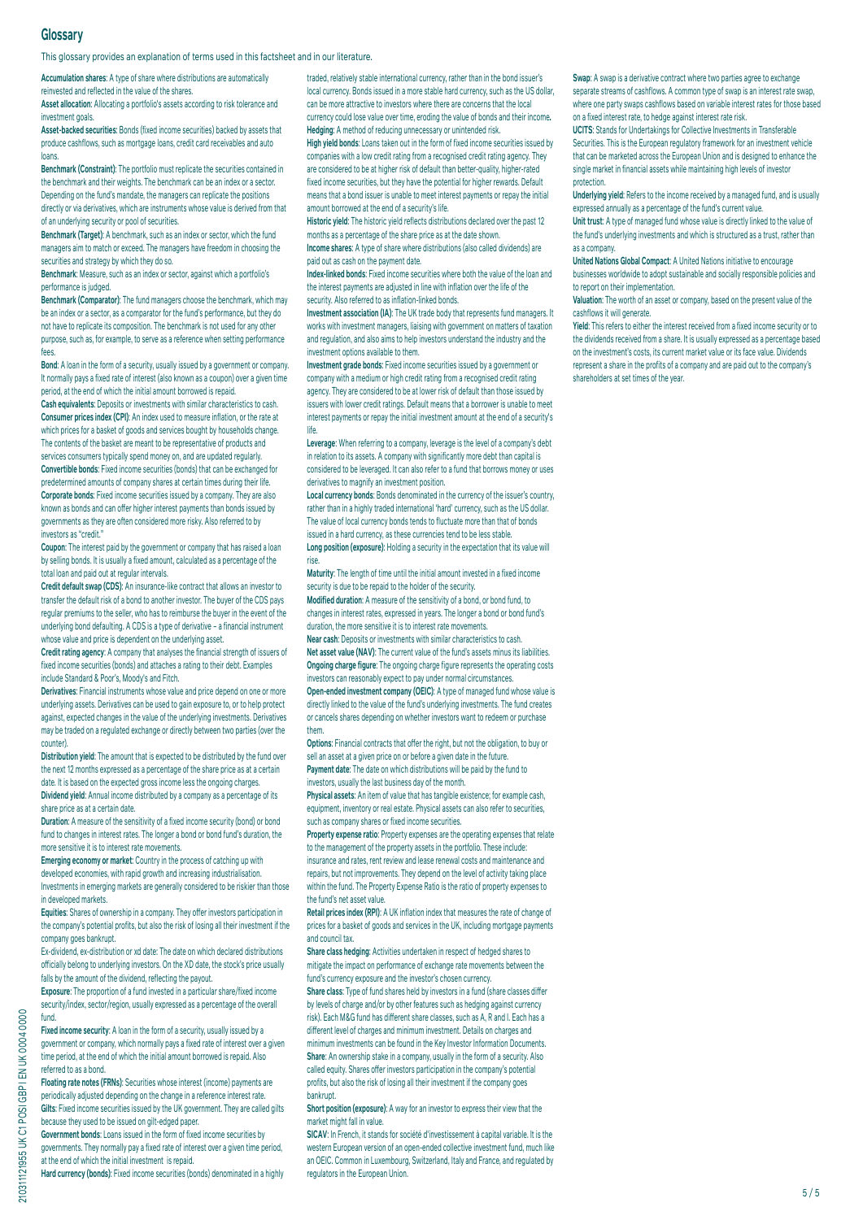## Glossary

This glossary provides an explanation of terms used in this factsheet and in our literature.

**Accumulation shares**: A type of share where distributions are automatically reinvested and reflected in the value of the shares.

**Asset allocation**: Allocating a portfolio's assets according to risk tolerance and investment goals.

**Asset-backed securities**: Bonds (fixed income securities) backed by assets that produce cashflows, such as mortgage loans, credit card receivables and auto loans.

**Benchmark (Constraint)**: The portfolio must replicate the securities contained in the benchmark and their weights. The benchmark can be an index or a sector. Depending on the fund's mandate, the managers can replicate the positions directly or via derivatives, which are instruments whose value is derived from that of an underlying security or pool of securities.

**Benchmark (Target)**: A benchmark, such as an index or sector, which the fund managers aim to match or exceed. The managers have freedom in choosing the securities and strategy by which they do so.

**Benchmark**: Measure, such as an index or sector, against which a portfolio's performance is judged.

**Benchmark (Comparator)**: The fund managers choose the benchmark, which may be an index or a sector, as a comparator for the fund's performance, but they do not have to replicate its composition. The benchmark is not used for any other purpose, such as, for example, to serve as a reference when setting performance fees.

**Bond**: A loan in the form of a security, usually issued by a government or company. It normally pays a fixed rate of interest (also known as a coupon) over a given time period, at the end of which the initial amount borrowed is repaid.

**Cash equivalents**: Deposits or investments with similar characteristics to cash.

**Consumer prices index (CPI)**: An index used to measure inflation, or the rate at which prices for a basket of goods and services bought by households change. The contents of the basket are meant to be representative of products and services consumers typically spend money on, and are updated regularly.

**Convertible bonds**: Fixed income securities (bonds) that can be exchanged for predetermined amounts of company shares at certain times during their life.

**Corporate bonds**: Fixed income securities issued by a company. They are also known as bonds and can offer higher interest payments than bonds issued by governments as they are often considered more risky. Also referred to by investors as "credit."

**Coupon**: The interest paid by the government or company that has raised a loan by selling bonds. It is usually a fixed amount, calculated as a percentage of the total loan and paid out at regular intervals.

**Credit default swap (CDS)**: An insurance-like contract that allows an investor to transfer the default risk of a bond to another investor. The buyer of the CDS pays regular premiums to the seller, who has to reimburse the buyer in the event of the underlying bond defaulting. A CDS is a type of derivative – a financial instrument whose value and price is dependent on the underlying asset.

**Credit rating agency**: A company that analyses the financial strength of issuers of fixed income securities (bonds) and attaches a rating to their debt. Examples include Standard & Poor's, Moody's and Fitch.

**Derivatives**: Financial instruments whose value and price depend on one or more underlying assets. Derivatives can be used to gain exposure to, or to help protect against, expected changes in the value of the underlying investments. Derivatives may be traded on a regulated exchange or directly between two parties (over the counter).

**Distribution yield**: The amount that is expected to be distributed by the fund over the next 12 months expressed as a percentage of the share price as at a certain date. It is based on the expected gross income less the ongoing charges.

**Dividend yield**: Annual income distributed by a company as a percentage of its share price as at a certain date.

**Duration**: A measure of the sensitivity of a fixed income security (bond) or bond fund to changes in interest rates. The longer a bond or bond fund's duration, the more sensitive it is to interest rate movements.

**Emerging economy or market**: Country in the process of catching up with developed economies, with rapid growth and increasing industrialisation. Investments in emerging markets are generally considered to be riskier than those in developed markets.

**Equities**: Shares of ownership in a company. They offer investors participation in the company's potential profits, but also the risk of losing all their investment if the company goes bankrupt.

Ex-dividend, ex-distribution or xd date: The date on which declared distributions officially belong to underlying investors. On the XD date, the stock's price usually falls by the amount of the dividend, reflecting the payout.

**Exposure**: The proportion of a fund invested in a particular share/fixed income security/index, sector/region, usually expressed as a percentage of the overall fund.

**Fixed income security**: A loan in the form of a security, usually issued by a government or company, which normally pays a fixed rate of interest over a given time period, at the end of which the initial amount borrowed is repaid. Also referred to as a bond.

**Floating rate notes (FRNs)**: Securities whose interest (income) payments are periodically adjusted depending on the change in a reference interest rate.

**Gilts**: Fixed income securities issued by the UK government. They are called gilts because they used to be issued on gilt-edged paper.

**Government bonds**: Loans issued in the form of fixed income securities by governments. They normally pay a fixed rate of interest over a given time period, at the end of which the initial investment is repaid.

**Hard currency (bonds)**: Fixed income securities (bonds) denominated in a highly traded, relatively stable international currency, rather than in the bond issuer's local currency. Bonds issued in a more stable hard currency, such as the US dollar, can be more attractive to investors where there are concerns that the local currency could lose value over time, eroding the value of bonds and their income.

**Hedging**: A method of reducing unnecessary or unintended risk.

**High yield bonds**: Loans taken out in the form of fixed income securities issued by companies with a low credit rating from a recognised credit rating agency. They are considered to be at higher risk of default than better-quality, higher-rated fixed income securities, but they have the potential for higher rewards. Default means that a bond issuer is unable to meet interest payments or repay the initial amount borrowed at the end of a security's life.

**Historic yield**: The historic yield reflects distributions declared over the past 12 months as a percentage of the share price as at the date shown.

**Income shares**: A type of share where distributions (also called dividends) are paid out as cash on the payment date.

**Index-linked bonds**: Fixed income securities where both the value of the loan and the interest payments are adjusted in line with inflation over the life of the security. Also referred to as inflation-linked bonds.

**Investment association (IA)**: The UK trade body that represents fund managers. It works with investment managers, liaising with government on matters of taxation and regulation, and also aims to help investors understand the industry and the investment options available to them.

**Investment grade bonds**: Fixed income securities issued by a government or company with a medium or high credit rating from a recognised credit rating agency. They are considered to be at lower risk of default than those issued by issuers with lower credit ratings. Default means that a borrower is unable to meet interest payments or repay the initial investment amount at the end of a security's life.

**Leverage**: When referring to a company, leverage is the level of a company's debt in relation to its assets. A company with significantly more debt than capital is considered to be leveraged. It can also refer to a fund that borrows money or uses derivatives to magnify an investment position.

**Local currency bonds**: Bonds denominated in the currency of the issuer's country, rather than in a highly traded international 'hard' currency, such as the US dollar. The value of local currency bonds tends to fluctuate more than that of bonds issued in a hard currency, as these currencies tend to be less stable.

**Long position (exposure)**: Holding a security in the expectation that its value will rise.

**Maturity**: The length of time until the initial amount invested in a fixed income security is due to be repaid to the holder of the security.

**Modified duration**: A measure of the sensitivity of a bond, or bond fund, to changes in interest rates, expressed in years. The longer a bond or bond fund's duration, the more sensitive it is to interest rate movements.

**Near cash**: Deposits or investments with similar characteristics to cash.

**Net asset value (NAV)**: The current value of the fund's assets minus its liabilities.

**Ongoing charge figure**: The ongoing charge figure represents the operating costs investors can reasonably expect to pay under normal circumstances.

**Open-ended investment company (OEIC)**: A type of managed fund whose value is directly linked to the value of the fund's underlying investments. The fund creates or cancels shares depending on whether investors want to redeem or purchase them.

**Options**: Financial contracts that offer the right, but not the obligation, to buy or sell an asset at a given price on or before a given date in the future.

**Payment date**: The date on which distributions will be paid by the fund to investors, usually the last business day of the month.

**Physical assets**: An item of value that has tangible existence; for example cash, equipment, inventory or real estate. Physical assets can also refer to securities, such as company shares or fixed income securities.

**Property expense ratio**: Property expenses are the operating expenses that relate to the management of the property assets in the portfolio. These include: insurance and rates, rent review and lease renewal costs and maintenance and repairs, but not improvements. They depend on the level of activity taking place within the fund. The Property Expense Ratio is the ratio of property expenses to the fund's net asset value.

**Retail prices index (RPI)**: A UK inflation index that measures the rate of change of prices for a basket of goods and services in the UK, including mortgage payments and council tax.

**Share class hedging**: Activities undertaken in respect of hedged shares to mitigate the impact on performance of exchange rate movements between the fund's currency exposure and the investor's chosen currency.

**Share class**: Type of fund shares held by investors in a fund (share classes differ by levels of charge and/or by other features such as hedging against currency risk). Each M&G fund has different share classes, such as A, R and I. Each has a different level of charges and minimum investment. Details on charges and minimum investments can be found in the Key Investor Information Documents.

**Share**: An ownership stake in a company, usually in the form of a security. Also called equity. Shares offer investors participation in the company's potential profits, but also the risk of losing all their investment if the company goes bankrupt.

**Short position (exposure)**: A way for an investor to express their view that the market might fall in value.

**SICAV**: In French, it stands for société d'investissement à capital variable. It is the western European version of an open-ended collective investment fund, much like an OEIC. Common in Luxembourg, Switzerland, Italy and France, and regulated by regulators in the European Union.

**Swap**: A swap is a derivative contract where two parties agree to exchange separate streams of cashflows. A common type of swap is an interest rate swap, where one party swaps cashflows based on variable interest rates for those based on a fixed interest rate, to hedge against interest rate risk.

**UCITS**: Stands for Undertakings for Collective Investments in Transferable Securities. This is the European regulatory framework for an investment vehicle that can be marketed across the European Union and is designed to enhance the single market in financial assets while maintaining high levels of investor protection.

**Underlying yield**: Refers to the income received by a managed fund, and is usually expressed annually as a percentage of the fund's current value.

**Unit trust**: A type of managed fund whose value is directly linked to the value of the fund's underlying investments and which is structured as a trust, rather than as a company.

**United Nations Global Compact**: A United Nations initiative to encourage businesses worldwide to adopt sustainable and socially responsible policies and to report on their implementation.

**Valuation**: The worth of an asset or company, based on the present value of the cashflows it will generate.

**Yield**: This refers to either the interest received from a fixed income security or to the dividends received from a share. It is usually expressed as a percentage based on the investment's costs, its current market value or its face value. Dividends represent a share in the profits of a company and are paid out to the company's shareholders at set times of the year.

210311121955 UK C1 POSI GBP I EN UK 0004 0000